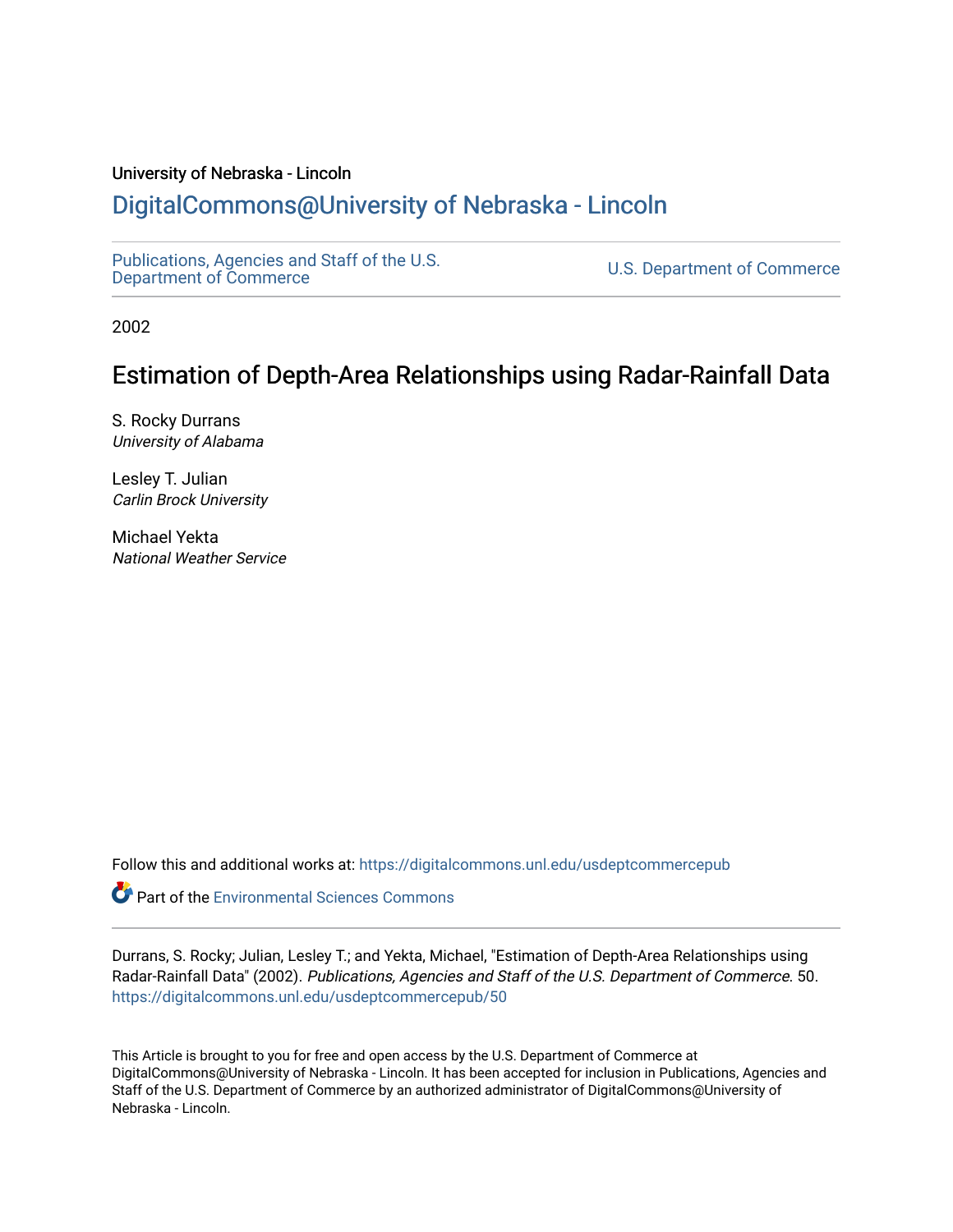University of Nebraska - Lincoln

# DigitalCommons@University of Nebraska - Lincoln

Publications, Agencies and Staff of the U.S. Department of Commerce | U.S. Department of Commerce

2002

## Estimation of Depth-Area Relationships using Radar-Rainfall Data

S. Rocky Durrans
*University of Alabama*

Lesley T. Julian
*Carlin Brock University*

Michael Yekta
*National Weather Service*

Follow this and additional works at: https://digitalcommons.unl.edu/usdeptcommercepub

Part of the Environmental Sciences Commons

Durrans, S. Rocky; Julian, Lesley T.; and Yekta, Michael, "Estimation of Depth-Area Relationships using Radar-Rainfall Data" (2002). *Publications, Agencies and Staff of the U.S. Department of Commerce*. 50.
https://digitalcommons.unl.edu/usdeptcommercepub/50

This Article is brought to you for free and open access by the U.S. Department of Commerce at DigitalCommons@University of Nebraska - Lincoln. It has been accepted for inclusion in Publications, Agencies and Staff of the U.S. Department of Commerce by an authorized administrator of DigitalCommons@University of Nebraska - Lincoln.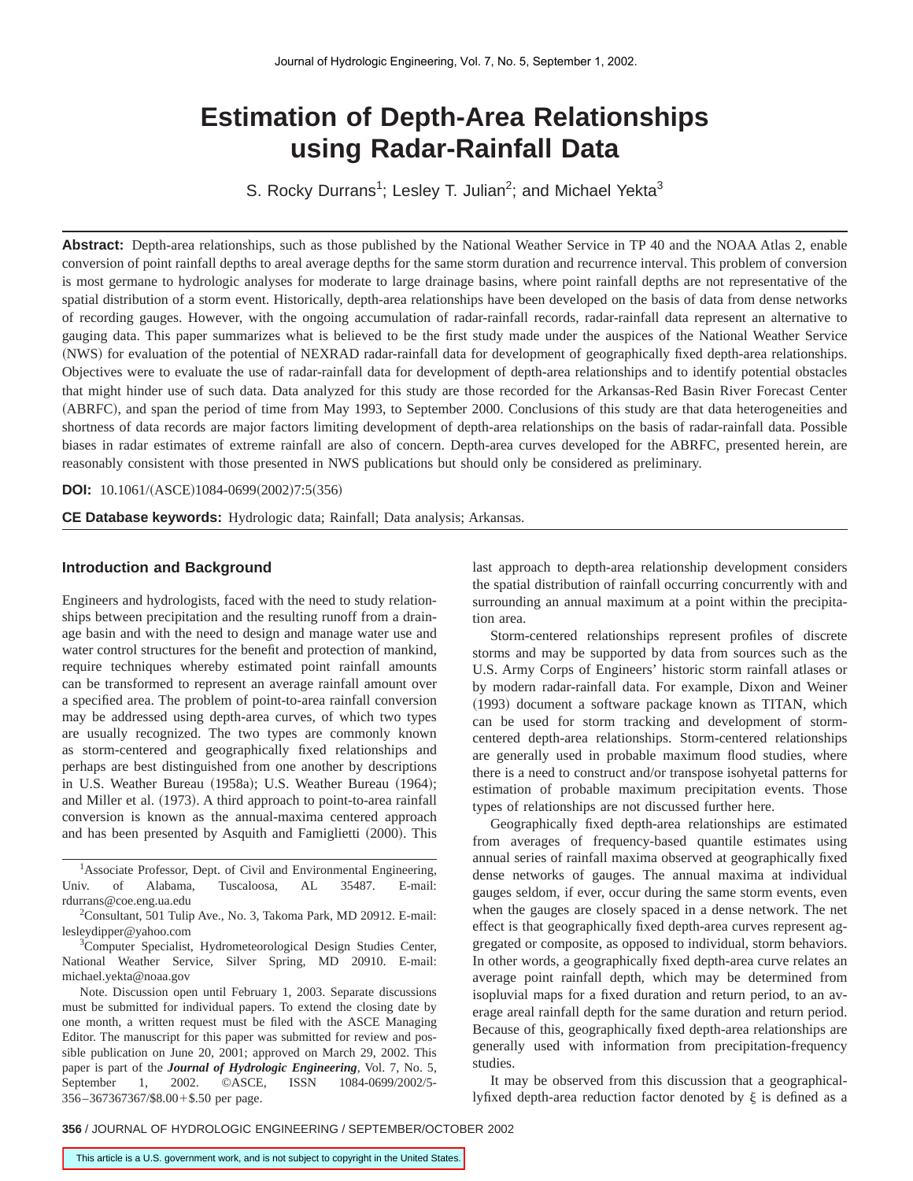# Estimation of Depth-Area Relationships using Radar-Rainfall Data

S. Rocky Durrans[1]; Lesley T. Julian[2]; and Michael Yekta[3]

**Abstract:** Depth-area relationships, such as those published by the National Weather Service in TP 40 and the NOAA Atlas 2, enable conversion of point rainfall depths to areal average depths for the same storm duration and recurrence interval. This problem of conversion is most germane to hydrologic analyses for moderate to large drainage basins, where point rainfall depths are not representative of the spatial distribution of a storm event. Historically, depth-area relationships have been developed on the basis of data from dense networks of recording gauges. However, with the ongoing accumulation of radar-rainfall records, radar-rainfall data represent an alternative to gauging data. This paper summarizes what is believed to be the first study made under the auspices of the National Weather Service (NWS) for evaluation of the potential of NEXRAD radar-rainfall data for development of geographically fixed depth-area relationships. Objectives were to evaluate the use of radar-rainfall data for development of depth-area relationships and to identify potential obstacles that might hinder use of such data. Data analyzed for this study are those recorded for the Arkansas-Red Basin River Forecast Center (ABRFC), and span the period of time from May 1993, to September 2000. Conclusions of this study are that data heterogeneities and shortness of data records are major factors limiting development of depth-area relationships on the basis of radar-rainfall data. Possible biases in radar estimates of extreme rainfall are also of concern. Depth-area curves developed for the ABRFC, presented herein, are reasonably consistent with those presented in NWS publications but should only be considered as preliminary.

**DOI:** 10.1061/(ASCE)1084-0699(2002)7:5(356)

**CE Database keywords:** Hydrologic data; Rainfall; Data analysis; Arkansas.

## Introduction and Background

Engineers and hydrologists, faced with the need to study relationships between precipitation and the resulting runoff from a drainage basin and with the need to design and manage water use and water control structures for the benefit and protection of mankind, require techniques whereby estimated point rainfall amounts can be transformed to represent an average rainfall amount over a specified area. The problem of point-to-area rainfall conversion may be addressed using depth-area curves, of which two types are usually recognized. The two types are commonly known as storm-centered and geographically fixed relationships and perhaps are best distinguished from one another by descriptions in U.S. Weather Bureau (1958a); U.S. Weather Bureau (1964); and Miller et al. (1973). A third approach to point-to-area rainfall conversion is known as the annual-maxima centered approach and has been presented by Asquith and Famiglietti (2000). This last approach to depth-area relationship development considers the spatial distribution of rainfall occurring concurrently with and surrounding an annual maximum at a point within the precipitation area.

Storm-centered relationships represent profiles of discrete storms and may be supported by data from sources such as the U.S. Army Corps of Engineers' historic storm rainfall atlases or by modern radar-rainfall data. For example, Dixon and Weiner (1993) document a software package known as TITAN, which can be used for storm tracking and development of storm-centered depth-area relationships. Storm-centered relationships are generally used in probable maximum flood studies, where there is a need to construct and/or transpose isohyetal patterns for estimation of probable maximum precipitation events. Those types of relationships are not discussed further here.

Geographically fixed depth-area relationships are estimated from averages of frequency-based quantile estimates using annual series of rainfall maxima observed at geographically fixed dense networks of gauges. The annual maxima at individual gauges seldom, if ever, occur during the same storm events, even when the gauges are closely spaced in a dense network. The net effect is that geographically fixed depth-area curves represent aggregated or composite, as opposed to individual, storm behaviors. In other words, a geographically fixed depth-area curve relates an average point rainfall depth, which may be determined from isopluvial maps for a fixed duration and return period, to an average areal rainfall depth for the same duration and return period. Because of this, geographically fixed depth-area relationships are generally used with information from precipitation-frequency studies.

It may be observed from this discussion that a geographicallyfixed depth-area reduction factor denoted by $\xi$ is defined as a

---

[1]Associate Professor, Dept. of Civil and Environmental Engineering, Univ. of Alabama, Tuscaloosa, AL 35487. E-mail: rdurrans@coe.eng.ua.edu

[2]Consultant, 501 Tulip Ave., No. 3, Takoma Park, MD 20912. E-mail: lesleydipper@yahoo.com

[3]Computer Specialist, Hydrometeorological Design Studies Center, National Weather Service, Silver Spring, MD 20910. E-mail: michael.yekta@noaa.gov

Note. Discussion open until February 1, 2003. Separate discussions must be submitted for individual papers. To extend the closing date by one month, a written request must be filed with the ASCE Managing Editor. The manuscript for this paper was submitted for review and possible publication on June 20, 2001; approved on March 29, 2002. This paper is part of the ***Journal of Hydrologic Engineering***, Vol. 7, No. 5, September 1, 2002. ©ASCE, ISSN 1084-0699/2002/5-356–367367367/$8.00+$.50 per page.

This article is a U.S. government work, and is not subject to copyright in the United States.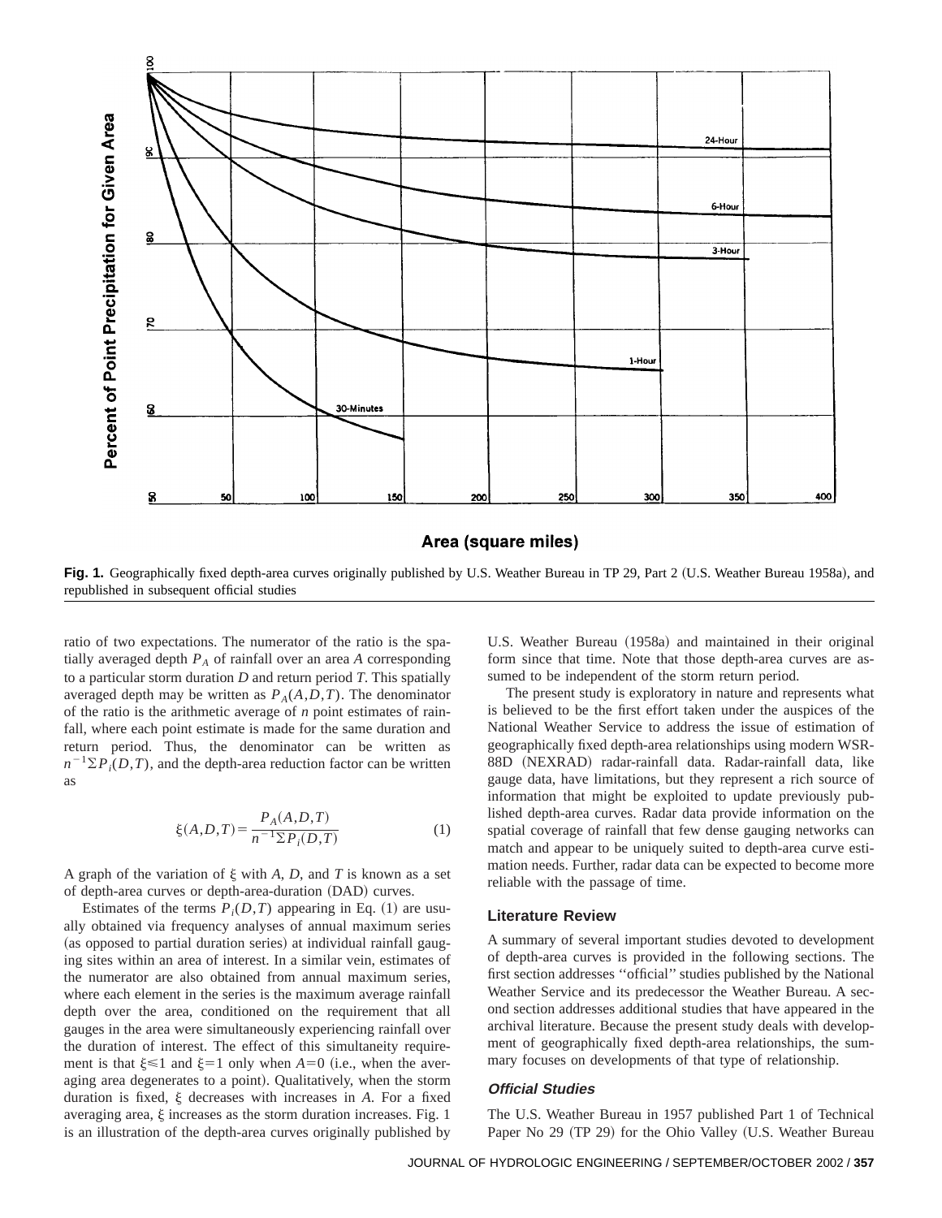Fig. 1. Geographically fixed depth-area curves originally published by U.S. Weather Bureau in TP 29, Part 2 (U.S. Weather Bureau 1958a), and republished in subsequent official studies

ratio of two expectations. The numerator of the ratio is the spatially averaged depth $P_A$ of rainfall over an area $A$ corresponding to a particular storm duration $D$ and return period $T$. This spatially averaged depth may be written as $P_A(A,D,T)$. The denominator of the ratio is the arithmetic average of $n$ point estimates of rainfall, where each point estimate is made for the same duration and return period. Thus, the denominator can be written as $n^{-1}\Sigma P_i(D,T)$, and the depth-area reduction factor can be written as

$$\xi(A,D,T)=\frac{P_A(A,D,T)}{n^{-1}\Sigma P_i(D,T)} \tag{1}$$

A graph of the variation of $\xi$ with $A$, $D$, and $T$ is known as a set of depth-area curves or depth-area-duration (DAD) curves.

Estimates of the terms $P_i(D,T)$ appearing in Eq. (1) are usually obtained via frequency analyses of annual maximum series (as opposed to partial duration series) at individual rainfall gauging sites within an area of interest. In a similar vein, estimates of the numerator are also obtained from annual maximum series, where each element in the series is the maximum average rainfall depth over the area, conditioned on the requirement that all gauges in the area were simultaneously experiencing rainfall over the duration of interest. The effect of this simultaneity requirement is that $\xi \leqslant 1$ and $\xi = 1$ only when $A=0$ (i.e., when the averaging area degenerates to a point). Qualitatively, when the storm duration is fixed, $\xi$ decreases with increases in $A$. For a fixed averaging area, $\xi$ increases as the storm duration increases. Fig. 1 is an illustration of the depth-area curves originally published by U.S. Weather Bureau (1958a) and maintained in their original form since that time. Note that those depth-area curves are assumed to be independent of the storm return period.

The present study is exploratory in nature and represents what is believed to be the first effort taken under the auspices of the National Weather Service to address the issue of estimation of geographically fixed depth-area relationships using modern WSR-88D (NEXRAD) radar-rainfall data. Radar-rainfall data, like gauge data, have limitations, but they represent a rich source of information that might be exploited to update previously published depth-area curves. Radar data provide information on the spatial coverage of rainfall that few dense gauging networks can match and appear to be uniquely suited to depth-area curve estimation needs. Further, radar data can be expected to become more reliable with the passage of time.

## Literature Review

A summary of several important studies devoted to development of depth-area curves is provided in the following sections. The first section addresses "official" studies published by the National Weather Service and its predecessor the Weather Bureau. A second section addresses additional studies that have appeared in the archival literature. Because the present study deals with development of geographically fixed depth-area relationships, the summary focuses on developments of that type of relationship.

### *Official Studies*

The U.S. Weather Bureau in 1957 published Part 1 of Technical Paper No 29 (TP 29) for the Ohio Valley (U.S. Weather Bureau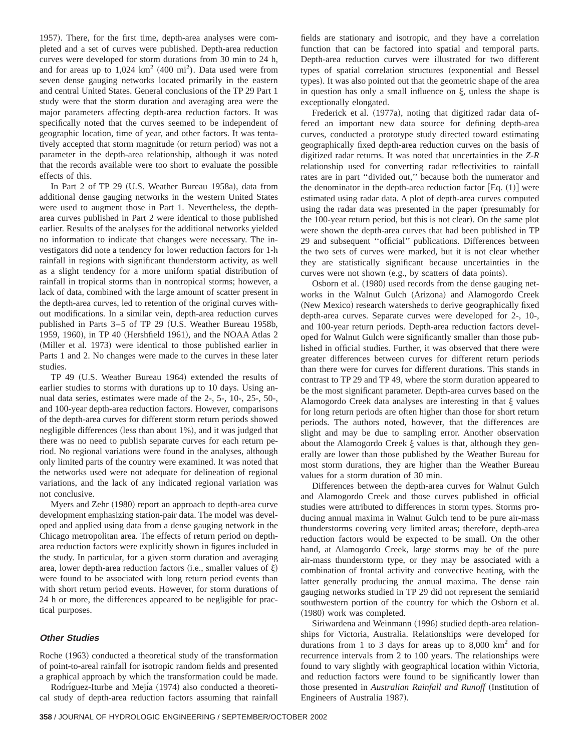1957). There, for the first time, depth-area analyses were completed and a set of curves were published. Depth-area reduction curves were developed for storm durations from 30 min to 24 h, and for areas up to 1,024 km$^2$ (400 mi$^2$). Data used were from seven dense gauging networks located primarily in the eastern and central United States. General conclusions of the TP 29 Part 1 study were that the storm duration and averaging area were the major parameters affecting depth-area reduction factors. It was specifically noted that the curves seemed to be independent of geographic location, time of year, and other factors. It was tentatively accepted that storm magnitude (or return period) was not a parameter in the depth-area relationship, although it was noted that the records available were too short to evaluate the possible effects of this.

In Part 2 of TP 29 (U.S. Weather Bureau 1958a), data from additional dense gauging networks in the western United States were used to augment those in Part 1. Nevertheless, the depth-area curves published in Part 2 were identical to those published earlier. Results of the analyses for the additional networks yielded no information to indicate that changes were necessary. The investigators did note a tendency for lower reduction factors for 1-h rainfall in regions with significant thunderstorm activity, as well as a slight tendency for a more uniform spatial distribution of rainfall in tropical storms than in nontropical storms; however, a lack of data, combined with the large amount of scatter present in the depth-area curves, led to retention of the original curves without modifications. In a similar vein, depth-area reduction curves published in Parts 3–5 of TP 29 (U.S. Weather Bureau 1958b, 1959, 1960), in TP 40 (Hershfield 1961), and the NOAA Atlas 2 (Miller et al. 1973) were identical to those published earlier in Parts 1 and 2. No changes were made to the curves in these later studies.

TP 49 (U.S. Weather Bureau 1964) extended the results of earlier studies to storms with durations up to 10 days. Using annual data series, estimates were made of the 2-, 5-, 10-, 25-, 50-, and 100-year depth-area reduction factors. However, comparisons of the depth-area curves for different storm return periods showed negligible differences (less than about 1%), and it was judged that there was no need to publish separate curves for each return period. No regional variations were found in the analyses, although only limited parts of the country were examined. It was noted that the networks used were not adequate for delineation of regional variations, and the lack of any indicated regional variation was not conclusive.

Myers and Zehr (1980) report an approach to depth-area curve development emphasizing station-pair data. The model was developed and applied using data from a dense gauging network in the Chicago metropolitan area. The effects of return period on depth-area reduction factors were explicitly shown in figures included in the study. In particular, for a given storm duration and averaging area, lower depth-area reduction factors (i.e., smaller values of $\xi$) were found to be associated with long return period events than with short return period events. However, for storm durations of 24 h or more, the differences appeared to be negligible for practical purposes.

### Other Studies

Roche (1963) conducted a theoretical study of the transformation of point-to-areal rainfall for isotropic random fields and presented a graphical approach by which the transformation could be made.

Rodríguez-Iturbe and Mejía (1974) also conducted a theoretical study of depth-area reduction factors assuming that rainfall fields are stationary and isotropic, and they have a correlation function that can be factored into spatial and temporal parts. Depth-area reduction curves were illustrated for two different types of spatial correlation structures (exponential and Bessel types). It was also pointed out that the geometric shape of the area in question has only a small influence on $\xi$, unless the shape is exceptionally elongated.

Frederick et al. (1977a), noting that digitized radar data offered an important new data source for defining depth-area curves, conducted a prototype study directed toward estimating geographically fixed depth-area reduction curves on the basis of digitized radar returns. It was noted that uncertainties in the *Z-R* relationship used for converting radar reflectivities to rainfall rates are in part "divided out," because both the numerator and the denominator in the depth-area reduction factor [Eq. (1)] were estimated using radar data. A plot of depth-area curves computed using the radar data was presented in the paper (presumably for the 100-year return period, but this is not clear). On the same plot were shown the depth-area curves that had been published in TP 29 and subsequent "official" publications. Differences between the two sets of curves were marked, but it is not clear whether they are statistically significant because uncertainties in the curves were not shown (e.g., by scatters of data points).

Osborn et al. (1980) used records from the dense gauging networks in the Walnut Gulch (Arizona) and Alamogordo Creek (New Mexico) research watersheds to derive geographically fixed depth-area curves. Separate curves were developed for 2-, 10-, and 100-year return periods. Depth-area reduction factors developed for Walnut Gulch were significantly smaller than those published in official studies. Further, it was observed that there were greater differences between curves for different return periods than there were for curves for different durations. This stands in contrast to TP 29 and TP 49, where the storm duration appeared to be the most significant parameter. Depth-area curves based on the Alamogordo Creek data analyses are interesting in that $\xi$ values for long return periods are often higher than those for short return periods. The authors noted, however, that the differences are slight and may be due to sampling error. Another observation about the Alamogordo Creek $\xi$ values is that, although they generally are lower than those published by the Weather Bureau for most storm durations, they are higher than the Weather Bureau values for a storm duration of 30 min.

Differences between the depth-area curves for Walnut Gulch and Alamogordo Creek and those curves published in official studies were attributed to differences in storm types. Storms producing annual maxima in Walnut Gulch tend to be pure air-mass thunderstorms covering very limited areas; therefore, depth-area reduction factors would be expected to be small. On the other hand, at Alamogordo Creek, large storms may be of the pure air-mass thunderstorm type, or they may be associated with a combination of frontal activity and convective heating, with the latter generally producing the annual maxima. The dense rain gauging networks studied in TP 29 did not represent the semiarid southwestern portion of the country for which the Osborn et al. (1980) work was completed.

Siriwardena and Weinmann (1996) studied depth-area relationships for Victoria, Australia. Relationships were developed for durations from 1 to 3 days for areas up to 8,000 km$^2$ and for recurrence intervals from 2 to 100 years. The relationships were found to vary slightly with geographical location within Victoria, and reduction factors were found to be significantly lower than those presented in *Australian Rainfall and Runoff* (Institution of Engineers of Australia 1987).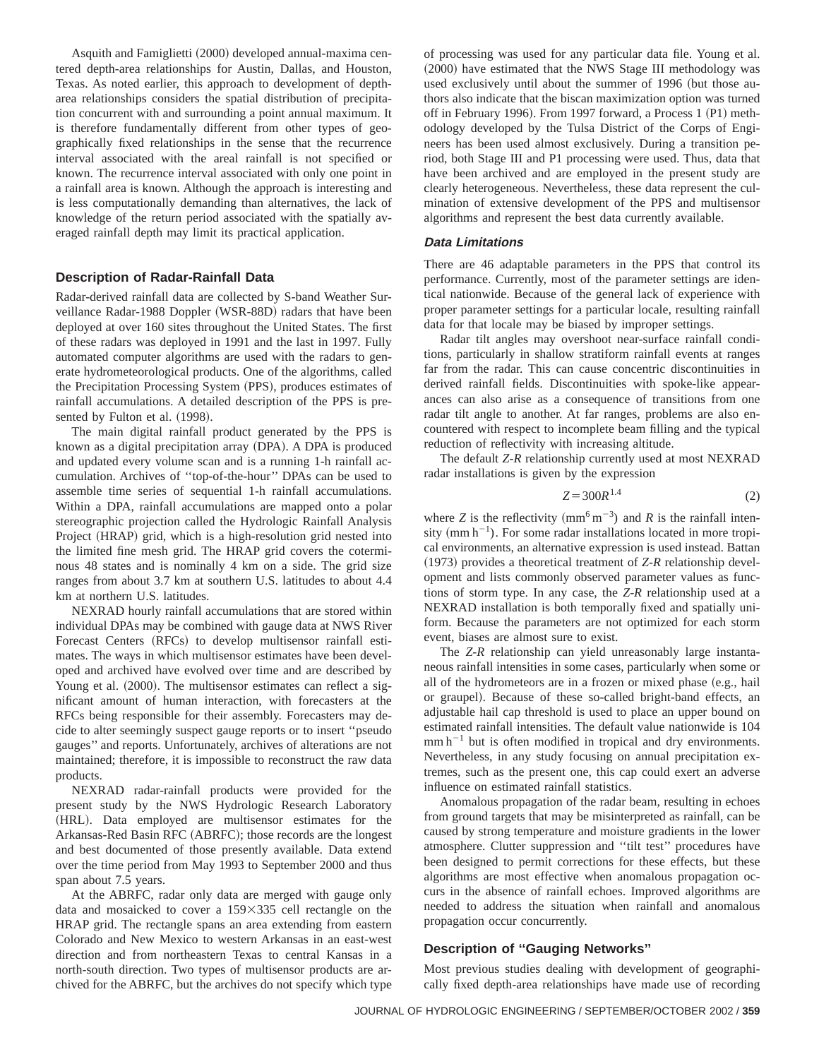Asquith and Famiglietti (2000) developed annual-maxima centered depth-area relationships for Austin, Dallas, and Houston, Texas. As noted earlier, this approach to development of depth-area relationships considers the spatial distribution of precipitation concurrent with and surrounding a point annual maximum. It is therefore fundamentally different from other types of geographically fixed relationships in the sense that the recurrence interval associated with the areal rainfall is not specified or known. The recurrence interval associated with only one point in a rainfall area is known. Although the approach is interesting and is less computationally demanding than alternatives, the lack of knowledge of the return period associated with the spatially averaged rainfall depth may limit its practical application.

## Description of Radar-Rainfall Data

Radar-derived rainfall data are collected by S-band Weather Surveillance Radar-1988 Doppler (WSR-88D) radars that have been deployed at over 160 sites throughout the United States. The first of these radars was deployed in 1991 and the last in 1997. Fully automated computer algorithms are used with the radars to generate hydrometeorological products. One of the algorithms, called the Precipitation Processing System (PPS), produces estimates of rainfall accumulations. A detailed description of the PPS is presented by Fulton et al. (1998).

The main digital rainfall product generated by the PPS is known as a digital precipitation array (DPA). A DPA is produced and updated every volume scan and is a running 1-h rainfall accumulation. Archives of ''top-of-the-hour'' DPAs can be used to assemble time series of sequential 1-h rainfall accumulations. Within a DPA, rainfall accumulations are mapped onto a polar stereographic projection called the Hydrologic Rainfall Analysis Project (HRAP) grid, which is a high-resolution grid nested into the limited fine mesh grid. The HRAP grid covers the coterminous 48 states and is nominally 4 km on a side. The grid size ranges from about 3.7 km at southern U.S. latitudes to about 4.4 km at northern U.S. latitudes.

NEXRAD hourly rainfall accumulations that are stored within individual DPAs may be combined with gauge data at NWS River Forecast Centers (RFCs) to develop multisensor rainfall estimates. The ways in which multisensor estimates have been developed and archived have evolved over time and are described by Young et al. (2000). The multisensor estimates can reflect a significant amount of human interaction, with forecasters at the RFCs being responsible for their assembly. Forecasters may decide to alter seemingly suspect gauge reports or to insert ''pseudo gauges'' and reports. Unfortunately, archives of alterations are not maintained; therefore, it is impossible to reconstruct the raw data products.

NEXRAD radar-rainfall products were provided for the present study by the NWS Hydrologic Research Laboratory (HRL). Data employed are multisensor estimates for the Arkansas-Red Basin RFC (ABRFC); those records are the longest and best documented of those presently available. Data extend over the time period from May 1993 to September 2000 and thus span about 7.5 years.

At the ABRFC, radar only data are merged with gauge only data and mosaicked to cover a $159 \times 335$ cell rectangle on the HRAP grid. The rectangle spans an area extending from eastern Colorado and New Mexico to western Arkansas in an east-west direction and from northeastern Texas to central Kansas in a north-south direction. Two types of multisensor products are archived for the ABRFC, but the archives do not specify which type of processing was used for any particular data file. Young et al. (2000) have estimated that the NWS Stage III methodology was used exclusively until about the summer of 1996 (but those authors also indicate that the biscan maximization option was turned off in February 1996). From 1997 forward, a Process 1 (P1) methodology developed by the Tulsa District of the Corps of Engineers has been used almost exclusively. During a transition period, both Stage III and P1 processing were used. Thus, data that have been archived and are employed in the present study are clearly heterogeneous. Nevertheless, these data represent the culmination of extensive development of the PPS and multisensor algorithms and represent the best data currently available.

### Data Limitations

There are 46 adaptable parameters in the PPS that control its performance. Currently, most of the parameter settings are identical nationwide. Because of the general lack of experience with proper parameter settings for a particular locale, resulting rainfall data for that locale may be biased by improper settings.

Radar tilt angles may overshoot near-surface rainfall conditions, particularly in shallow stratiform rainfall events at ranges far from the radar. This can cause concentric discontinuities in derived rainfall fields. Discontinuities with spoke-like appearances can also arise as a consequence of transitions from one radar tilt angle to another. At far ranges, problems are also encountered with respect to incomplete beam filling and the typical reduction of reflectivity with increasing altitude.

The default *Z-R* relationship currently used at most NEXRAD radar installations is given by the expression

$$Z = 300R^{1.4} \tag{2}$$

where $Z$ is the reflectivity ($\mathrm{mm^6\,m^{-3}}$) and $R$ is the rainfall intensity ($\mathrm{mm\,h^{-1}}$). For some radar installations located in more tropical environments, an alternative expression is used instead. Battan (1973) provides a theoretical treatment of *Z-R* relationship development and lists commonly observed parameter values as functions of storm type. In any case, the *Z-R* relationship used at a NEXRAD installation is both temporally fixed and spatially uniform. Because the parameters are not optimized for each storm event, biases are almost sure to exist.

The *Z-R* relationship can yield unreasonably large instantaneous rainfall intensities in some cases, particularly when some or all of the hydrometeors are in a frozen or mixed phase (e.g., hail or graupel). Because of these so-called bright-band effects, an adjustable hail cap threshold is used to place an upper bound on estimated rainfall intensities. The default value nationwide is 104 $\mathrm{mm\,h^{-1}}$ but is often modified in tropical and dry environments. Nevertheless, in any study focusing on annual precipitation extremes, such as the present one, this cap could exert an adverse influence on estimated rainfall statistics.

Anomalous propagation of the radar beam, resulting in echoes from ground targets that may be misinterpreted as rainfall, can be caused by strong temperature and moisture gradients in the lower atmosphere. Clutter suppression and ''tilt test'' procedures have been designed to permit corrections for these effects, but these algorithms are most effective when anomalous propagation occurs in the absence of rainfall echoes. Improved algorithms are needed to address the situation when rainfall and anomalous propagation occur concurrently.

## Description of ''Gauging Networks''

Most previous studies dealing with development of geographically fixed depth-area relationships have made use of recording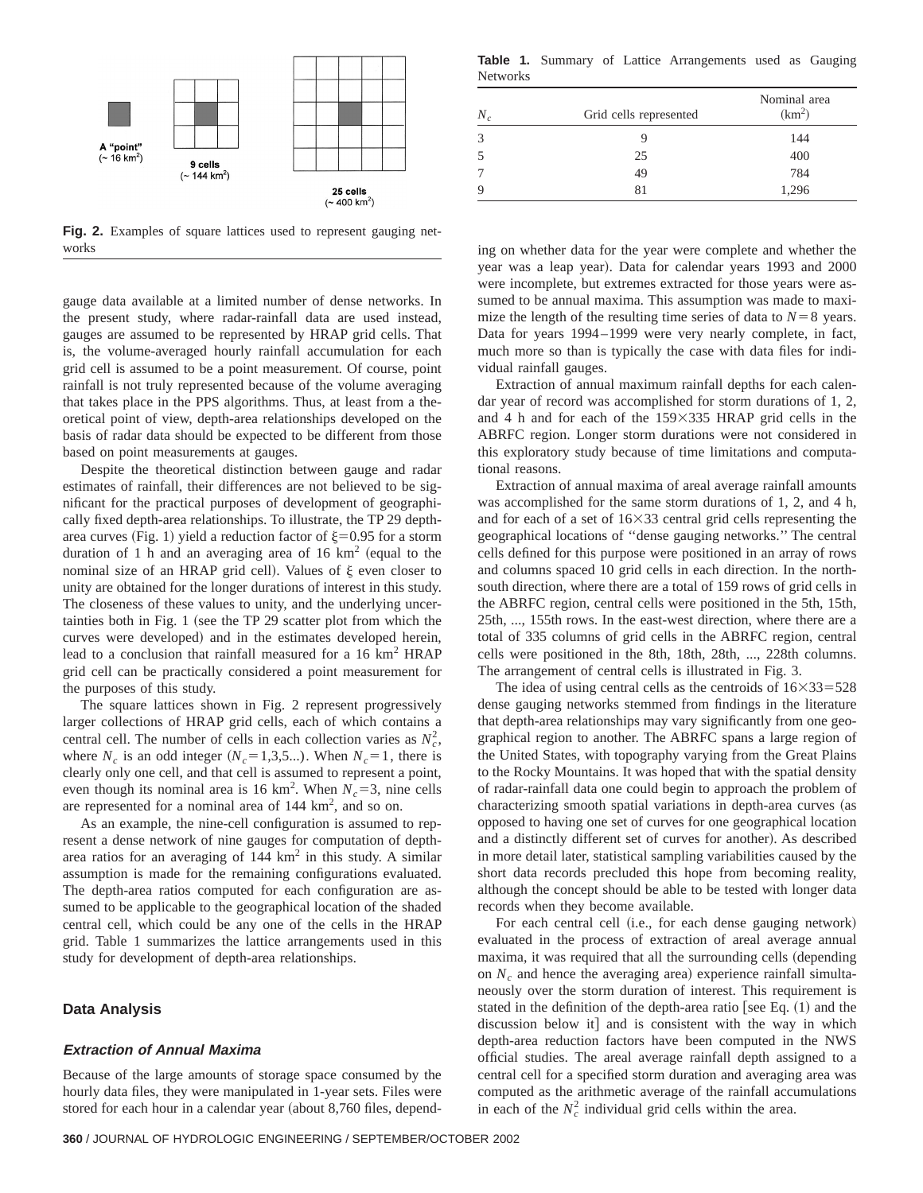A "point" (~ 16 km²)

9 cells (~ 144 km²)

25 cells (~ 400 km²)

**Fig. 2.** Examples of square lattices used to represent gauging networks

gauge data available at a limited number of dense networks. In the present study, where radar-rainfall data are used instead, gauges are assumed to be represented by HRAP grid cells. That is, the volume-averaged hourly rainfall accumulation for each grid cell is assumed to be a point measurement. Of course, point rainfall is not truly represented because of the volume averaging that takes place in the PPS algorithms. Thus, at least from a theoretical point of view, depth-area relationships developed on the basis of radar data should be expected to be different from those based on point measurements at gauges.

Despite the theoretical distinction between gauge and radar estimates of rainfall, their differences are not believed to be significant for the practical purposes of development of geographically fixed depth-area relationships. To illustrate, the TP 29 depth-area curves (Fig. 1) yield a reduction factor of $\xi = 0.95$ for a storm duration of 1 h and an averaging area of 16 $km^2$ (equal to the nominal size of an HRAP grid cell). Values of $\xi$ even closer to unity are obtained for the longer durations of interest in this study. The closeness of these values to unity, and the underlying uncertainties both in Fig. 1 (see the TP 29 scatter plot from which the curves were developed) and in the estimates developed herein, lead to a conclusion that rainfall measured for a 16 $km^2$ HRAP grid cell can be practically considered a point measurement for the purposes of this study.

The square lattices shown in Fig. 2 represent progressively larger collections of HRAP grid cells, each of which contains a central cell. The number of cells in each collection varies as $N_c^2$, where $N_c$ is an odd integer ($N_c = 1,3,5...$). When $N_c = 1$, there is clearly only one cell, and that cell is assumed to represent a point, even though its nominal area is 16 $km^2$. When $N_c = 3$, nine cells are represented for a nominal area of 144 $km^2$, and so on.

As an example, the nine-cell configuration is assumed to represent a dense network of nine gauges for computation of depth-area ratios for an averaging of 144 $km^2$ in this study. A similar assumption is made for the remaining configurations evaluated. The depth-area ratios computed for each configuration are assumed to be applicable to the geographical location of the shaded central cell, which could be any one of the cells in the HRAP grid. Table 1 summarizes the lattice arrangements used in this study for development of depth-area relationships.

**Table 1.** Summary of Lattice Arrangements used as Gauging Networks

| $N_c$ | Grid cells represented | Nominal area ($km^2$) |
|---|---|---|
| 3 | 9 | 144 |
| 5 | 25 | 400 |
| 7 | 49 | 784 |
| 9 | 81 | 1,296 |

## Data Analysis

### *Extraction of Annual Maxima*

Because of the large amounts of storage space consumed by the hourly data files, they were manipulated in 1-year sets. Files were stored for each hour in a calendar year (about 8,760 files, depending on whether data for the year were complete and whether the year was a leap year). Data for calendar years 1993 and 2000 were incomplete, but extremes extracted for those years were assumed to be annual maxima. This assumption was made to maximize the length of the resulting time series of data to $N = 8$ years. Data for years 1994–1999 were very nearly complete, in fact, much more so than is typically the case with data files for individual rainfall gauges.

Extraction of annual maximum rainfall depths for each calendar year of record was accomplished for storm durations of 1, 2, and 4 h and for each of the 159×335 HRAP grid cells in the ABRFC region. Longer storm durations were not considered in this exploratory study because of time limitations and computational reasons.

Extraction of annual maxima of areal average rainfall amounts was accomplished for the same storm durations of 1, 2, and 4 h, and for each of a set of 16×33 central grid cells representing the geographical locations of "dense gauging networks." The central cells defined for this purpose were positioned in an array of rows and columns spaced 10 grid cells in each direction. In the north-south direction, where there are a total of 159 rows of grid cells in the ABRFC region, central cells were positioned in the 5th, 15th, 25th, ..., 155th rows. In the east-west direction, where there are a total of 335 columns of grid cells in the ABRFC region, central cells were positioned in the 8th, 18th, 28th, ..., 228th columns. The arrangement of central cells is illustrated in Fig. 3.

The idea of using central cells as the centroids of 16×33=528 dense gauging networks stemmed from findings in the literature that depth-area relationships may vary significantly from one geographical region to another. The ABRFC spans a large region of the United States, with topography varying from the Great Plains to the Rocky Mountains. It was hoped that with the spatial density of radar-rainfall data one could begin to approach the problem of characterizing smooth spatial variations in depth-area curves (as opposed to having one set of curves for one geographical location and a distinctly different set of curves for another). As described in more detail later, statistical sampling variabilities caused by the short data records precluded this hope from becoming reality, although the concept should be able to be tested with longer data records when they become available.

For each central cell (i.e., for each dense gauging network) evaluated in the process of extraction of areal average annual maxima, it was required that all the surrounding cells (depending on $N_c$ and hence the averaging area) experience rainfall simultaneously over the storm duration of interest. This requirement is stated in the definition of the depth-area ratio [see Eq. (1) and the discussion below it] and is consistent with the way in which depth-area reduction factors have been computed in the NWS official studies. The areal average rainfall depth assigned to a central cell for a specified storm duration and averaging area was computed as the arithmetic average of the rainfall accumulations in each of the $N_c^2$ individual grid cells within the area.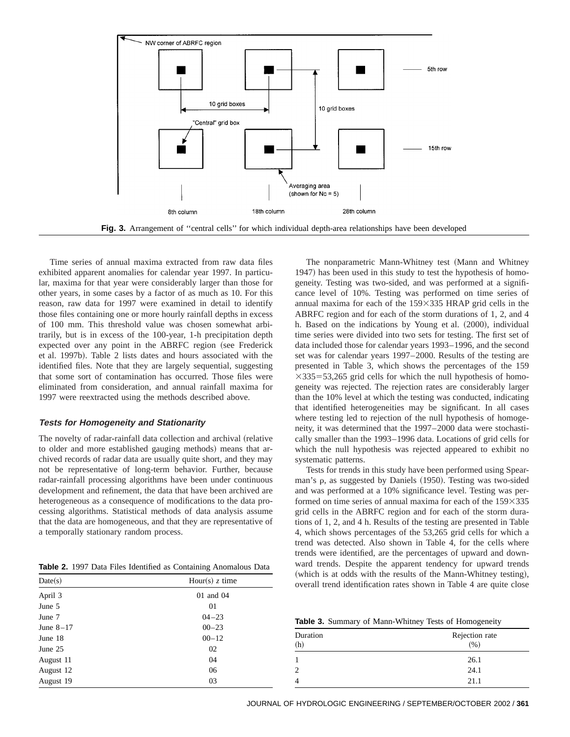**Fig. 3.** Arrangement of "central cells" for which individual depth-area relationships have been developed

Time series of annual maxima extracted from raw data files exhibited apparent anomalies for calendar year 1997. In particular, maxima for that year were considerably larger than those for other years, in some cases by a factor of as much as 10. For this reason, raw data for 1997 were examined in detail to identify those files containing one or more hourly rainfall depths in excess of 100 mm. This threshold value was chosen somewhat arbitrarily, but is in excess of the 100-year, 1-h precipitation depth expected over any point in the ABRFC region (see Frederick et al. 1997b). Table 2 lists dates and hours associated with the identified files. Note that they are largely sequential, suggesting that some sort of contamination has occurred. Those files were eliminated from consideration, and annual rainfall maxima for 1997 were reextracted using the methods described above.

### Tests for Homogeneity and Stationarity

The novelty of radar-rainfall data collection and archival (relative to older and more established gauging methods) means that archived records of radar data are usually quite short, and they may not be representative of long-term behavior. Further, because radar-rainfall processing algorithms have been under continuous development and refinement, the data that have been archived are heterogeneous as a consequence of modifications to the data processing algorithms. Statistical methods of data analysis assume that the data are homogeneous, and that they are representative of a temporally stationary random process.

**Table 2.** 1997 Data Files Identified as Containing Anomalous Data

| Date(s) | Hour(s) *z* time |
|---|---|
| April 3 | 01 and 04 |
| June 5 | 01 |
| June 7 | 04–23 |
| June 8–17 | 00–23 |
| June 18 | 00–12 |
| June 25 | 02 |
| August 11 | 04 |
| August 12 | 06 |
| August 19 | 03 |

The nonparametric Mann-Whitney test (Mann and Whitney 1947) has been used in this study to test the hypothesis of homogeneity. Testing was two-sided, and was performed at a significance level of 10%. Testing was performed on time series of annual maxima for each of the $159\times335$ HRAP grid cells in the ABRFC region and for each of the storm durations of 1, 2, and 4 h. Based on the indications by Young et al. (2000), individual time series were divided into two sets for testing. The first set of data included those for calendar years 1993–1996, and the second set was for calendar years 1997–2000. Results of the testing are presented in Table 3, which shows the percentages of the $159\times335=53{,}265$ grid cells for which the null hypothesis of homogeneity was rejected. The rejection rates are considerably larger than the 10% level at which the testing was conducted, indicating that identified heterogeneities may be significant. In all cases where testing led to rejection of the null hypothesis of homogeneity, it was determined that the 1997–2000 data were stochastically smaller than the 1993–1996 data. Locations of grid cells for which the null hypothesis was rejected appeared to exhibit no systematic patterns.

Tests for trends in this study have been performed using Spearman's $\rho$, as suggested by Daniels (1950). Testing was two-sided and was performed at a 10% significance level. Testing was performed on time series of annual maxima for each of the $159\times335$ grid cells in the ABRFC region and for each of the storm durations of 1, 2, and 4 h. Results of the testing are presented in Table 4, which shows percentages of the 53,265 grid cells for which a trend was detected. Also shown in Table 4, for the cells where trends were identified, are the percentages of upward and downward trends. Despite the apparent tendency for upward trends (which is at odds with the results of the Mann-Whitney testing), overall trend identification rates shown in Table 4 are quite close

**Table 3.** Summary of Mann-Whitney Tests of Homogeneity

| Duration (h) | Rejection rate (%) |
|---|---|
| 1 | 26.1 |
| 2 | 24.1 |
| 4 | 21.1 |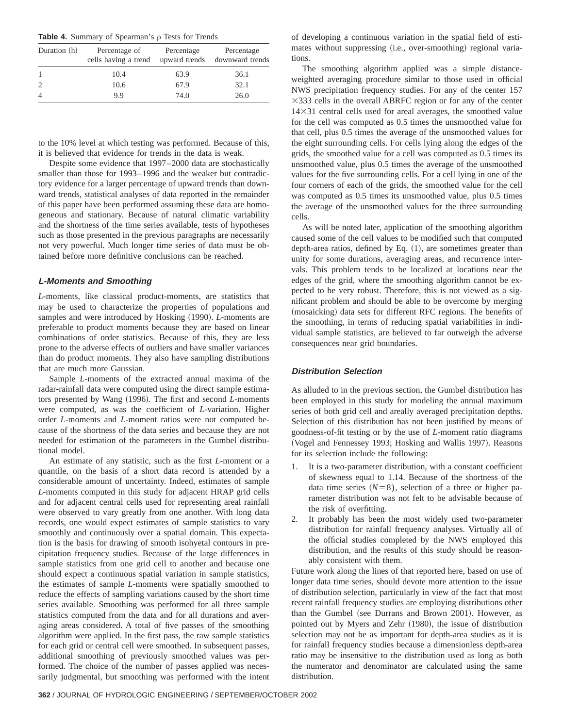**Table 4.** Summary of Spearman's ρ Tests for Trends

| Duration (h) | Percentage of cells having a trend | Percentage upward trends | Percentage downward trends |
|---|---|---|---|
| 1 | 10.4 | 63.9 | 36.1 |
| 2 | 10.6 | 67.9 | 32.1 |
| 4 | 9.9 | 74.0 | 26.0 |

to the 10% level at which testing was performed. Because of this, it is believed that evidence for trends in the data is weak.

Despite some evidence that 1997–2000 data are stochastically smaller than those for 1993–1996 and the weaker but contradictory evidence for a larger percentage of upward trends than downward trends, statistical analyses of data reported in the remainder of this paper have been performed assuming these data are homogeneous and stationary. Because of natural climatic variability and the shortness of the time series available, tests of hypotheses such as those presented in the previous paragraphs are necessarily not very powerful. Much longer time series of data must be obtained before more definitive conclusions can be reached.

### *L*-Moments and Smoothing

*L*-moments, like classical product-moments, are statistics that may be used to characterize the properties of populations and samples and were introduced by Hosking (1990). *L*-moments are preferable to product moments because they are based on linear combinations of order statistics. Because of this, they are less prone to the adverse effects of outliers and have smaller variances than do product moments. They also have sampling distributions that are much more Gaussian.

Sample *L*-moments of the extracted annual maxima of the radar-rainfall data were computed using the direct sample estimators presented by Wang (1996). The first and second *L*-moments were computed, as was the coefficient of *L*-variation. Higher order *L*-moments and *L*-moment ratios were not computed because of the shortness of the data series and because they are not needed for estimation of the parameters in the Gumbel distributional model.

An estimate of any statistic, such as the first *L*-moment or a quantile, on the basis of a short data record is attended by a considerable amount of uncertainty. Indeed, estimates of sample *L*-moments computed in this study for adjacent HRAP grid cells and for adjacent central cells used for representing areal rainfall were observed to vary greatly from one another. With long data records, one would expect estimates of sample statistics to vary smoothly and continuously over a spatial domain. This expectation is the basis for drawing of smooth isohyetal contours in precipitation frequency studies. Because of the large differences in sample statistics from one grid cell to another and because one should expect a continuous spatial variation in sample statistics, the estimates of sample *L*-moments were spatially smoothed to reduce the effects of sampling variations caused by the short time series available. Smoothing was performed for all three sample statistics computed from the data and for all durations and averaging areas considered. A total of five passes of the smoothing algorithm were applied. In the first pass, the raw sample statistics for each grid or central cell were smoothed. In subsequent passes, additional smoothing of previously smoothed values was performed. The choice of the number of passes applied was necessarily judgmental, but smoothing was performed with the intent of developing a continuous variation in the spatial field of estimates without suppressing (i.e., over-smoothing) regional variations.

The smoothing algorithm applied was a simple distance-weighted averaging procedure similar to those used in official NWS precipitation frequency studies. For any of the center $157 \times 333$ cells in the overall ABRFC region or for any of the center $14 \times 31$ central cells used for areal averages, the smoothed value for the cell was computed as 0.5 times the unsmoothed value for that cell, plus 0.5 times the average of the unsmoothed values for the eight surrounding cells. For cells lying along the edges of the grids, the smoothed value for a cell was computed as 0.5 times its unsmoothed value, plus 0.5 times the average of the unsmoothed values for the five surrounding cells. For a cell lying in one of the four corners of each of the grids, the smoothed value for the cell was computed as 0.5 times its unsmoothed value, plus 0.5 times the average of the unsmoothed values for the three surrounding cells.

As will be noted later, application of the smoothing algorithm caused some of the cell values to be modified such that computed depth-area ratios, defined by Eq. (1), are sometimes greater than unity for some durations, averaging areas, and recurrence intervals. This problem tends to be localized at locations near the edges of the grid, where the smoothing algorithm cannot be expected to be very robust. Therefore, this is not viewed as a significant problem and should be able to be overcome by merging (mosaicking) data sets for different RFC regions. The benefits of the smoothing, in terms of reducing spatial variabilities in individual sample statistics, are believed to far outweigh the adverse consequences near grid boundaries.

### Distribution Selection

As alluded to in the previous section, the Gumbel distribution has been employed in this study for modeling the annual maximum series of both grid cell and areally averaged precipitation depths. Selection of this distribution has not been justified by means of goodness-of-fit testing or by the use of *L*-moment ratio diagrams (Vogel and Fennessey 1993; Hosking and Wallis 1997). Reasons for its selection include the following:

1. It is a two-parameter distribution, with a constant coefficient of skewness equal to 1.14. Because of the shortness of the data time series ($N = 8$), selection of a three or higher parameter distribution was not felt to be advisable because of the risk of overfitting.
2. It probably has been the most widely used two-parameter distribution for rainfall frequency analyses. Virtually all of the official studies completed by the NWS employed this distribution, and the results of this study should be reasonably consistent with them.

Future work along the lines of that reported here, based on use of longer data time series, should devote more attention to the issue of distribution selection, particularly in view of the fact that most recent rainfall frequency studies are employing distributions other than the Gumbel (see Durrans and Brown 2001). However, as pointed out by Myers and Zehr (1980), the issue of distribution selection may not be as important for depth-area studies as it is for rainfall frequency studies because a dimensionless depth-area ratio may be insensitive to the distribution used as long as both the numerator and denominator are calculated using the same distribution.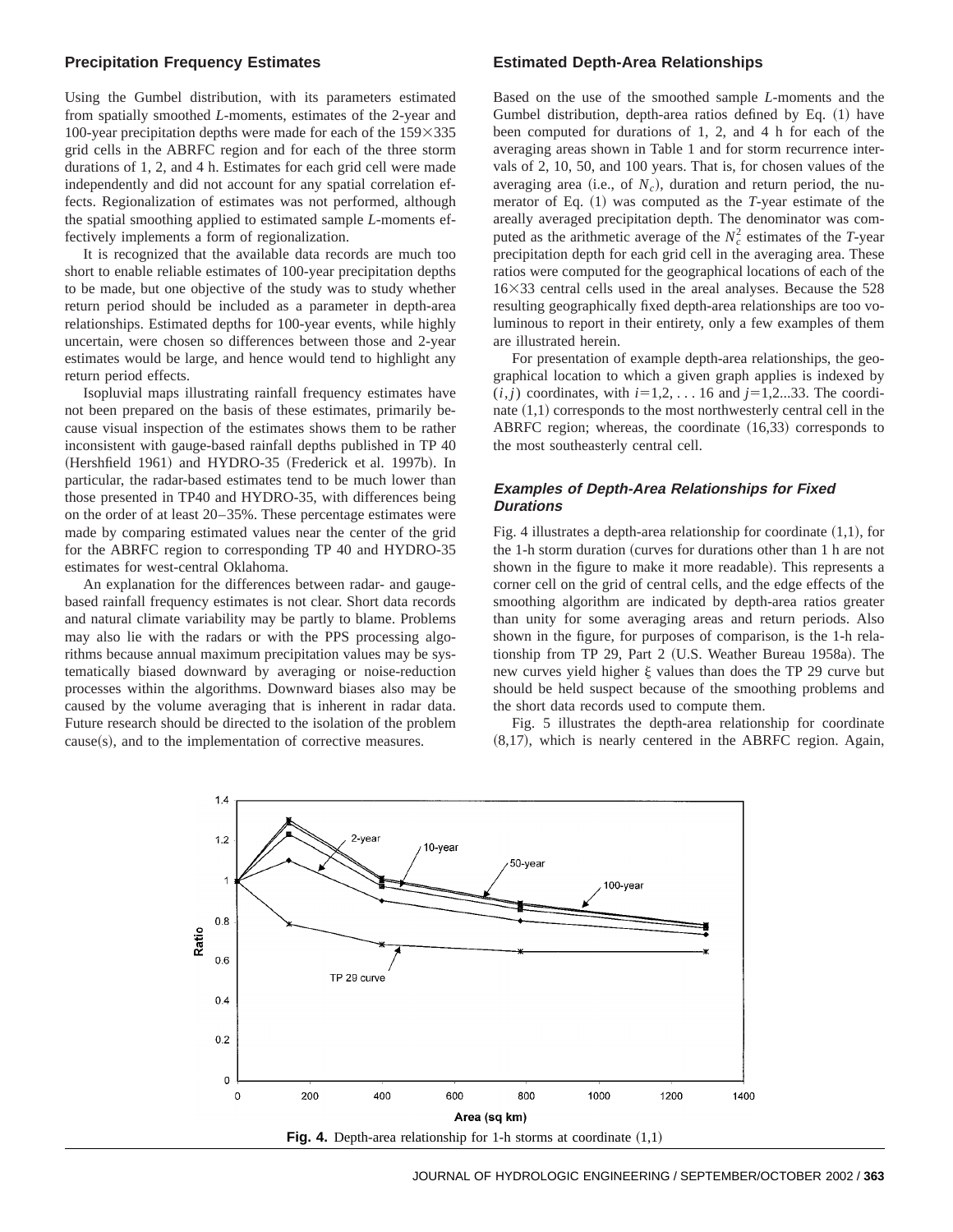## Precipitation Frequency Estimates

Using the Gumbel distribution, with its parameters estimated from spatially smoothed *L*-moments, estimates of the 2-year and 100-year precipitation depths were made for each of the 159×335 grid cells in the ABRFC region and for each of the three storm durations of 1, 2, and 4 h. Estimates for each grid cell were made independently and did not account for any spatial correlation effects. Regionalization of estimates was not performed, although the spatial smoothing applied to estimated sample *L*-moments effectively implements a form of regionalization.

It is recognized that the available data records are much too short to enable reliable estimates of 100-year precipitation depths to be made, but one objective of the study was to study whether return period should be included as a parameter in depth-area relationships. Estimated depths for 100-year events, while highly uncertain, were chosen so differences between those and 2-year estimates would be large, and hence would tend to highlight any return period effects.

Isopluvial maps illustrating rainfall frequency estimates have not been prepared on the basis of these estimates, primarily because visual inspection of the estimates shows them to be rather inconsistent with gauge-based rainfall depths published in TP 40 (Hershfield 1961) and HYDRO-35 (Frederick et al. 1997b). In particular, the radar-based estimates tend to be much lower than those presented in TP40 and HYDRO-35, with differences being on the order of at least 20–35%. These percentage estimates were made by comparing estimated values near the center of the grid for the ABRFC region to corresponding TP 40 and HYDRO-35 estimates for west-central Oklahoma.

An explanation for the differences between radar- and gauge-based rainfall frequency estimates is not clear. Short data records and natural climate variability may be partly to blame. Problems may also lie with the radars or with the PPS processing algorithms because annual maximum precipitation values may be systematically biased downward by averaging or noise-reduction processes within the algorithms. Downward biases also may be caused by the volume averaging that is inherent in radar data. Future research should be directed to the isolation of the problem cause(s), and to the implementation of corrective measures.

## Estimated Depth-Area Relationships

Based on the use of the smoothed sample *L*-moments and the Gumbel distribution, depth-area ratios defined by Eq. (1) have been computed for durations of 1, 2, and 4 h for each of the averaging areas shown in Table 1 and for storm recurrence intervals of 2, 10, 50, and 100 years. That is, for chosen values of the averaging area (i.e., of $N_c$), duration and return period, the numerator of Eq. (1) was computed as the *T*-year estimate of the areally averaged precipitation depth. The denominator was computed as the arithmetic average of the $N_c^2$ estimates of the *T*-year precipitation depth for each grid cell in the averaging area. These ratios were computed for the geographical locations of each of the 16×33 central cells used in the areal analyses. Because the 528 resulting geographically fixed depth-area relationships are too voluminous to report in their entirety, only a few examples of them are illustrated herein.

For presentation of example depth-area relationships, the geographical location to which a given graph applies is indexed by $(i,j)$ coordinates, with $i=1,2,\ldots 16$ and $j=1,2\ldots 33$. The coordinate (1,1) corresponds to the most northwesterly central cell in the ABRFC region; whereas, the coordinate (16,33) corresponds to the most southeasterly central cell.

### Examples of Depth-Area Relationships for Fixed Durations

Fig. 4 illustrates a depth-area relationship for coordinate (1,1), for the 1-h storm duration (curves for durations other than 1 h are not shown in the figure to make it more readable). This represents a corner cell on the grid of central cells, and the edge effects of the smoothing algorithm are indicated by depth-area ratios greater than unity for some averaging areas and return periods. Also shown in the figure, for purposes of comparison, is the 1-h relationship from TP 29, Part 2 (U.S. Weather Bureau 1958a). The new curves yield higher $\xi$ values than does the TP 29 curve but should be held suspect because of the smoothing problems and the short data records used to compute them.

Fig. 5 illustrates the depth-area relationship for coordinate (8,17), which is nearly centered in the ABRFC region. Again,

**Fig. 4.** Depth-area relationship for 1-h storms at coordinate (1,1)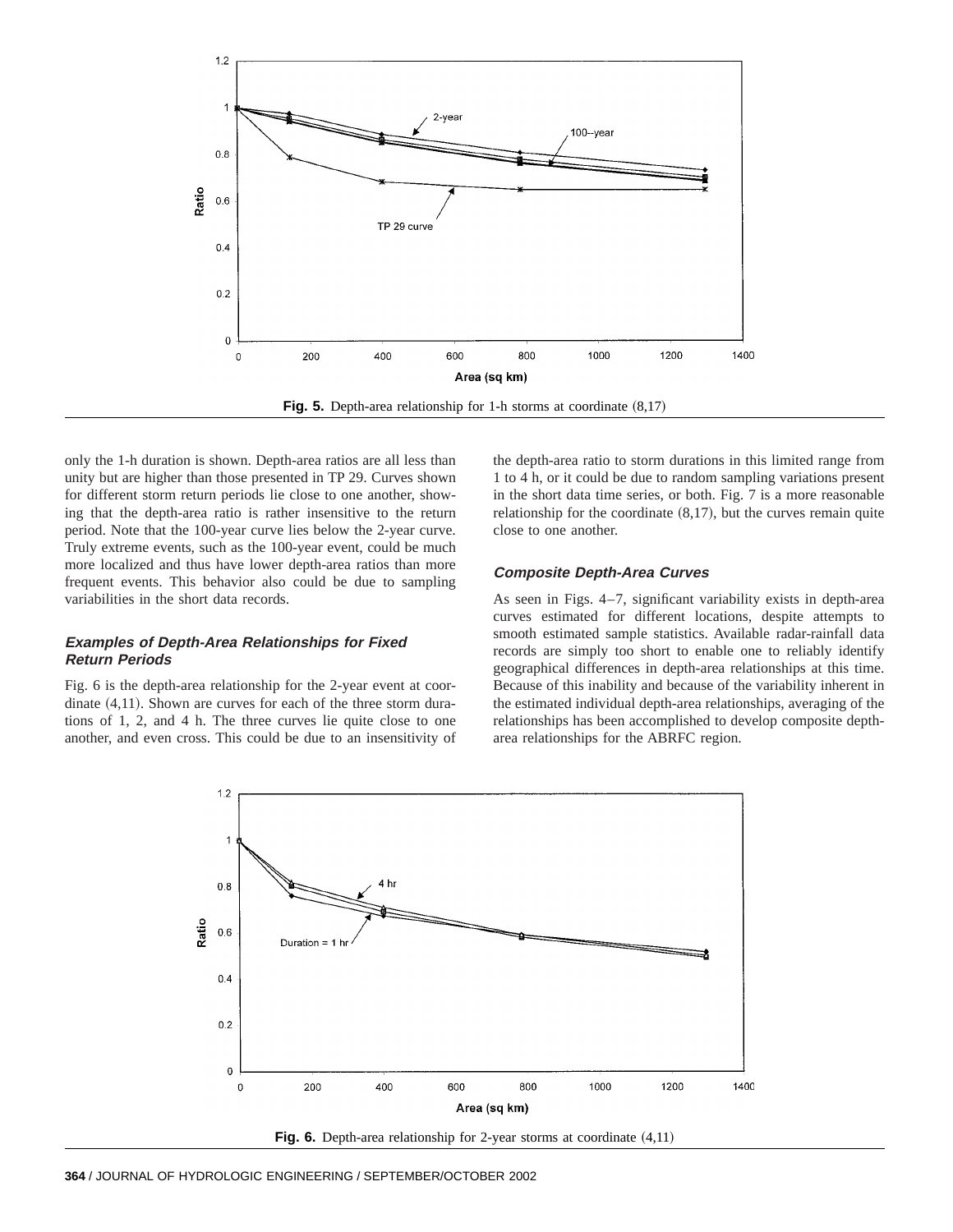Fig. 5. Depth-area relationship for 1-h storms at coordinate (8,17)

only the 1-h duration is shown. Depth-area ratios are all less than unity but are higher than those presented in TP 29. Curves shown for different storm return periods lie close to one another, showing that the depth-area ratio is rather insensitive to the return period. Note that the 100-year curve lies below the 2-year curve. Truly extreme events, such as the 100-year event, could be much more localized and thus have lower depth-area ratios than more frequent events. This behavior also could be due to sampling variabilities in the short data records.

### Examples of Depth-Area Relationships for Fixed Return Periods

Fig. 6 is the depth-area relationship for the 2-year event at coordinate (4,11). Shown are curves for each of the three storm durations of 1, 2, and 4 h. The three curves lie quite close to one another, and even cross. This could be due to an insensitivity of the depth-area ratio to storm durations in this limited range from 1 to 4 h, or it could be due to random sampling variations present in the short data time series, or both. Fig. 7 is a more reasonable relationship for the coordinate (8,17), but the curves remain quite close to one another.

### Composite Depth-Area Curves

As seen in Figs. 4–7, significant variability exists in depth-area curves estimated for different locations, despite attempts to smooth estimated sample statistics. Available radar-rainfall data records are simply too short to enable one to reliably identify geographical differences in depth-area relationships at this time. Because of this inability and because of the variability inherent in the estimated individual depth-area relationships, averaging of the relationships has been accomplished to develop composite depth-area relationships for the ABRFC region.

Fig. 6. Depth-area relationship for 2-year storms at coordinate (4,11)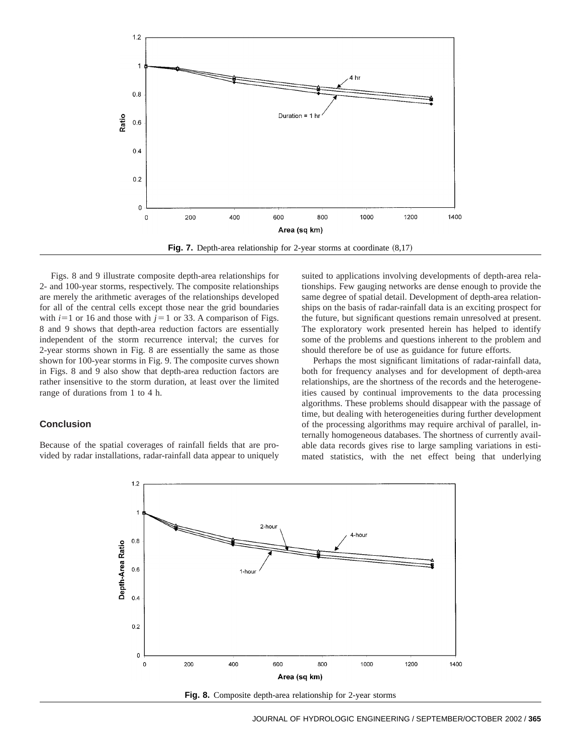**Fig. 7.** Depth-area relationship for 2-year storms at coordinate (8,17)

Figs. 8 and 9 illustrate composite depth-area relationships for 2- and 100-year storms, respectively. The composite relationships are merely the arithmetic averages of the relationships developed for all of the central cells except those near the grid boundaries with $i=1$ or 16 and those with $j=1$ or 33. A comparison of Figs. 8 and 9 shows that depth-area reduction factors are essentially independent of the storm recurrence interval; the curves for 2-year storms shown in Fig. 8 are essentially the same as those shown for 100-year storms in Fig. 9. The composite curves shown in Figs. 8 and 9 also show that depth-area reduction factors are rather insensitive to the storm duration, at least over the limited range of durations from 1 to 4 h.

## Conclusion

Because of the spatial coverages of rainfall fields that are provided by radar installations, radar-rainfall data appear to uniquely suited to applications involving developments of depth-area relationships. Few gauging networks are dense enough to provide the same degree of spatial detail. Development of depth-area relationships on the basis of radar-rainfall data is an exciting prospect for the future, but significant questions remain unresolved at present. The exploratory work presented herein has helped to identify some of the problems and questions inherent to the problem and should therefore be of use as guidance for future efforts.

Perhaps the most significant limitations of radar-rainfall data, both for frequency analyses and for development of depth-area relationships, are the shortness of the records and the heterogeneities caused by continual improvements to the data processing algorithms. These problems should disappear with the passage of time, but dealing with heterogeneities during further development of the processing algorithms may require archival of parallel, internally homogeneous databases. The shortness of currently available data records gives rise to large sampling variations in estimated statistics, with the net effect being that underlying

**Fig. 8.** Composite depth-area relationship for 2-year storms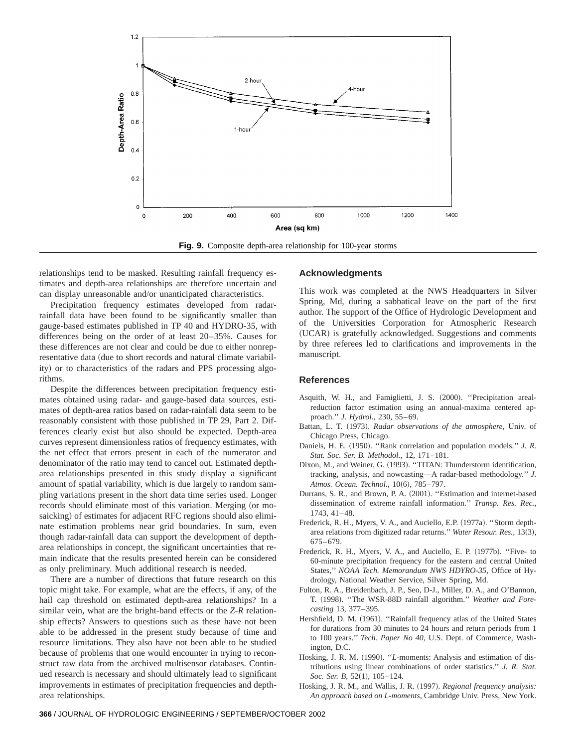Fig. 9. Composite depth-area relationship for 100-year storms

relationships tend to be masked. Resulting rainfall frequency estimates and depth-area relationships are therefore uncertain and can display unreasonable and/or unanticipated characteristics.

Precipitation frequency estimates developed from radar-rainfall data have been found to be significantly smaller than gauge-based estimates published in TP 40 and HYDRO-35, with differences being on the order of at least 20–35%. Causes for these differences are not clear and could be due to either nonrepresentative data (due to short records and natural climate variability) or to characteristics of the radars and PPS processing algorithms.

Despite the differences between precipitation frequency estimates obtained using radar- and gauge-based data sources, estimates of depth-area ratios based on radar-rainfall data seem to be reasonably consistent with those published in TP 29, Part 2. Differences clearly exist but also should be expected. Depth-area curves represent dimensionless ratios of frequency estimates, with the net effect that errors present in each of the numerator and denominator of the ratio may tend to cancel out. Estimated depth-area relationships presented in this study display a significant amount of spatial variability, which is due largely to random sampling variations present in the short data time series used. Longer records should eliminate most of this variation. Merging (or mosaicking) of estimates for adjacent RFC regions should also eliminate estimation problems near grid boundaries. In sum, even though radar-rainfall data can support the development of depth-area relationships in concept, the significant uncertainties that remain indicate that the results presented herein can be considered as only preliminary. Much additional research is needed.

There are a number of directions that future research on this topic might take. For example, what are the effects, if any, of the hail cap threshold on estimated depth-area relationships? In a similar vein, what are the bright-band effects or the *Z-R* relationship effects? Answers to questions such as these have not been able to be addressed in the present study because of time and resource limitations. They also have not been able to be studied because of problems that one would encounter in trying to reconstruct raw data from the archived multisensor databases. Continued research is necessary and should ultimately lead to significant improvements in estimates of precipitation frequencies and depth-area relationships.

## Acknowledgments

This work was completed at the NWS Headquarters in Silver Spring, Md, during a sabbatical leave on the part of the first author. The support of the Office of Hydrologic Development and of the Universities Corporation for Atmospheric Research (UCAR) is gratefully acknowledged. Suggestions and comments by three referees led to clarifications and improvements in the manuscript.

## References

Asquith, W. H., and Famiglietti, J. S. (2000). ''Precipitation areal-reduction factor estimation using an annual-maxima centered approach.'' *J. Hydrol.,* 230, 55–69.

Battan, L. T. (1973). *Radar observations of the atmosphere,* Univ. of Chicago Press, Chicago.

Daniels, H. E. (1950). ''Rank correlation and population models.'' *J. R. Stat. Soc. Ser. B. Methodol.,* 12, 171–181.

Dixon, M., and Weiner, G. (1993). ''TITAN: Thunderstorm identification, tracking, analysis, and nowcasting—A radar-based methodology.'' *J. Atmos. Ocean. Technol.,* 10(6), 785–797.

Durrans, S. R., and Brown, P. A. (2001). ''Estimation and internet-based dissemination of extreme rainfall information.'' *Transp. Res. Rec.,* 1743, 41–48.

Frederick, R. H., Myers, V. A., and Auciello, E.P. (1977a). ''Storm depth-area relations from digitized radar returns.'' *Water Resour. Res.,* 13(3), 675–679.

Frederick, R. H., Myers, V. A., and Auciello, E. P. (1977b). ''Five- to 60-minute precipitation frequency for the eastern and central United States,'' *NOAA Tech. Memorandum NWS HDYRO-35,* Office of Hydrology, National Weather Service, Silver Spring, Md.

Fulton, R. A., Breidenbach, J. P., Seo, D-J., Miller, D. A., and O'Bannon, T. (1998). ''The WSR-88D rainfall algorithm.'' *Weather and Forecasting* 13, 377–395.

Hershfield, D. M. (1961). ''Rainfall frequency atlas of the United States for durations from 30 minutes to 24 hours and return periods from 1 to 100 years.'' *Tech. Paper No 40,* U.S. Dept. of Commerce, Washington, D.C.

Hosking, J. R. M. (1990). ''*L*-moments: Analysis and estimation of distributions using linear combinations of order statistics.'' *J. R. Stat. Soc. Ser. B,* 52(1), 105–124.

Hosking, J. R. M., and Wallis, J. R. (1997). *Regional frequency analysis: An approach based on L-moments,* Cambridge Univ. Press, New York.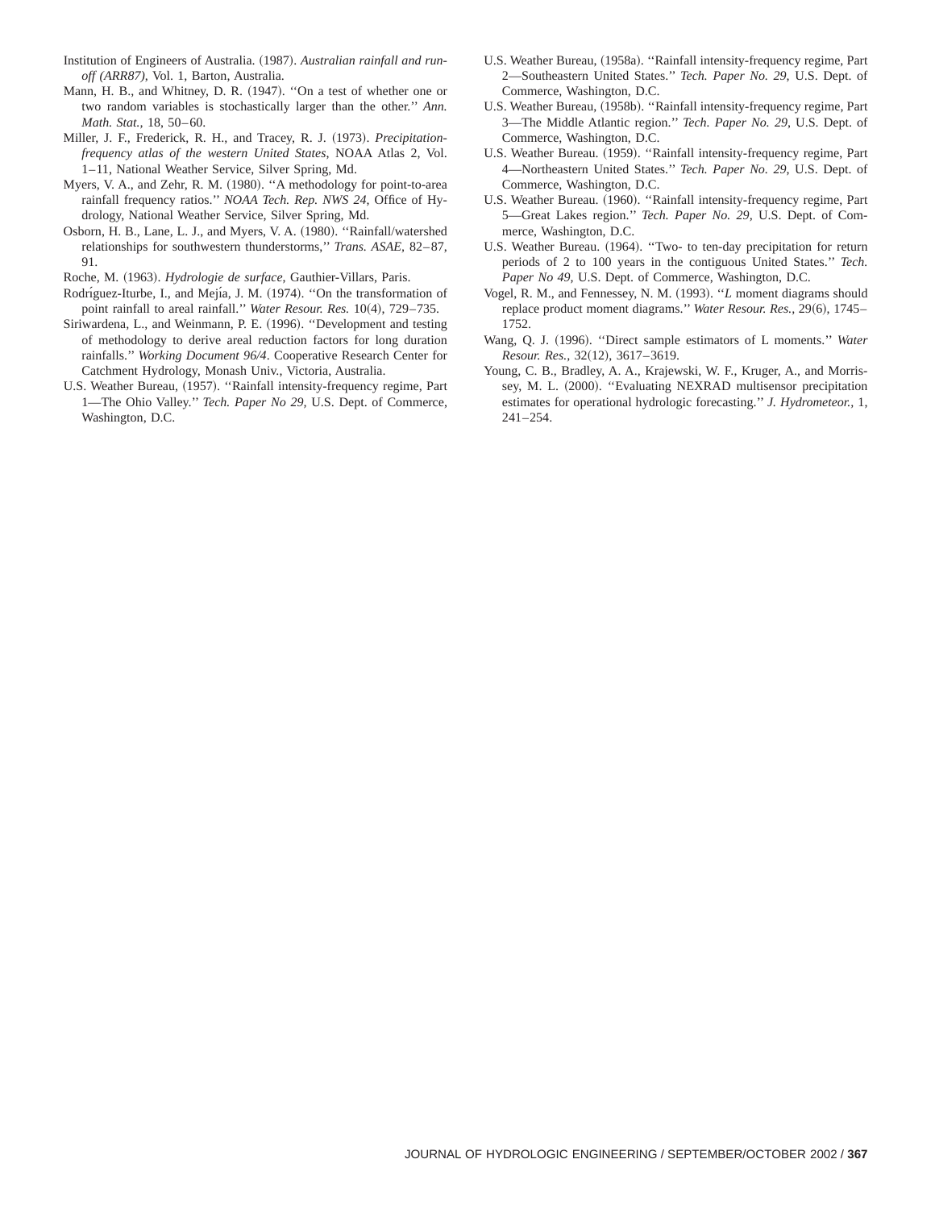Institution of Engineers of Australia. (1987). *Australian rainfall and runoff (ARR87)*, Vol. 1, Barton, Australia.

Mann, H. B., and Whitney, D. R. (1947). ''On a test of whether one or two random variables is stochastically larger than the other.'' *Ann. Math. Stat.*, 18, 50–60.

Miller, J. F., Frederick, R. H., and Tracey, R. J. (1973). *Precipitation-frequency atlas of the western United States*, NOAA Atlas 2, Vol. 1–11, National Weather Service, Silver Spring, Md.

Myers, V. A., and Zehr, R. M. (1980). ''A methodology for point-to-area rainfall frequency ratios.'' *NOAA Tech. Rep. NWS 24*, Office of Hydrology, National Weather Service, Silver Spring, Md.

Osborn, H. B., Lane, L. J., and Myers, V. A. (1980). ''Rainfall/watershed relationships for southwestern thunderstorms,'' *Trans. ASAE*, 82–87, 91.

Roche, M. (1963). *Hydrologie de surface*, Gauthier-Villars, Paris.

Rodríguez-Iturbe, I., and Mejía, J. M. (1974). ''On the transformation of point rainfall to areal rainfall.'' *Water Resour. Res.* 10(4), 729–735.

Siriwardena, L., and Weinmann, P. E. (1996). ''Development and testing of methodology to derive areal reduction factors for long duration rainfalls.'' *Working Document 96/4*. Cooperative Research Center for Catchment Hydrology, Monash Univ., Victoria, Australia.

U.S. Weather Bureau, (1957). ''Rainfall intensity-frequency regime, Part 1—The Ohio Valley.'' *Tech. Paper No 29*, U.S. Dept. of Commerce, Washington, D.C.

U.S. Weather Bureau, (1958a). ''Rainfall intensity-frequency regime, Part 2—Southeastern United States.'' *Tech. Paper No. 29*, U.S. Dept. of Commerce, Washington, D.C.

U.S. Weather Bureau, (1958b). ''Rainfall intensity-frequency regime, Part 3—The Middle Atlantic region.'' *Tech. Paper No. 29*, U.S. Dept. of Commerce, Washington, D.C.

U.S. Weather Bureau. (1959). ''Rainfall intensity-frequency regime, Part 4—Northeastern United States.'' *Tech. Paper No. 29*, U.S. Dept. of Commerce, Washington, D.C.

U.S. Weather Bureau. (1960). ''Rainfall intensity-frequency regime, Part 5—Great Lakes region.'' *Tech. Paper No. 29*, U.S. Dept. of Commerce, Washington, D.C.

U.S. Weather Bureau. (1964). ''Two- to ten-day precipitation for return periods of 2 to 100 years in the contiguous United States.'' *Tech. Paper No 49*, U.S. Dept. of Commerce, Washington, D.C.

Vogel, R. M., and Fennessey, N. M. (1993). ''*L* moment diagrams should replace product moment diagrams.'' *Water Resour. Res.*, 29(6), 1745–1752.

Wang, Q. J. (1996). ''Direct sample estimators of L moments.'' *Water Resour. Res.*, 32(12), 3617–3619.

Young, C. B., Bradley, A. A., Krajewski, W. F., Kruger, A., and Morrissey, M. L. (2000). ''Evaluating NEXRAD multisensor precipitation estimates for operational hydrologic forecasting.'' *J. Hydrometeor.*, 1, 241–254.